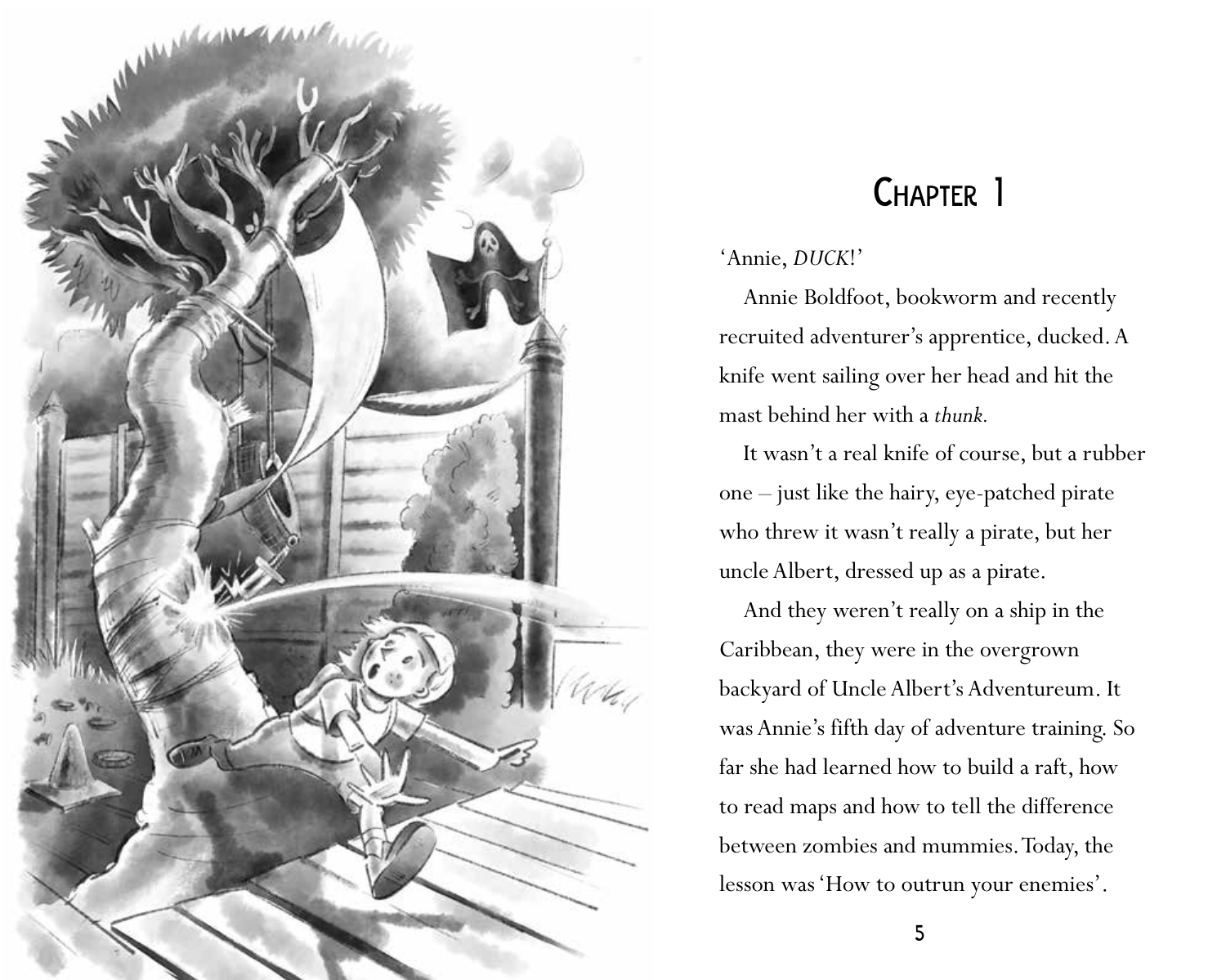# Chapter 1

'Annie, *DUCK*!'

Annie Boldfoot, bookworm and recently recruited adventurer's apprentice, ducked. A knife went sailing over her head and hit the mast behind her with a *thunk*.

It wasn't a real knife of course, but a rubber one – just like the hairy, eye-patched pirate who threw it wasn't really a pirate, but her uncle Albert, dressed up as a pirate.

And they weren't really on a ship in the Caribbean, they were in the overgrown backyard of Uncle Albert's Adventureum. It was Annie's fifth day of adventure training. So far she had learned how to build a raft, how to read maps and how to tell the difference between zombies and mummies. Today, the lesson was 'How to outrun your enemies'.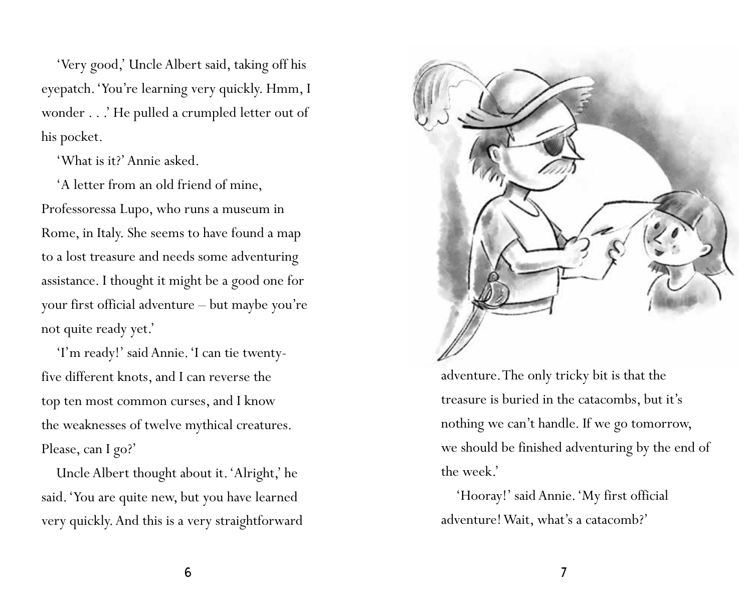'Very good,' Uncle Albert said, taking off his eyepatch. 'You're learning very quickly. Hmm, I wonder . . .' He pulled a crumpled letter out of his pocket.

'What is it?' Annie asked.

'A letter from an old friend of mine, Professoressa Lupo, who runs a museum in Rome, in Italy. She seems to have found a map to a lost treasure and needs some adventuring assistance. I thought it might be a good one for your first official adventure – but maybe you're not quite ready yet.'

'I'm ready!' said Annie. 'I can tie twenty-five different knots, and I can reverse the top ten most common curses, and I know the weaknesses of twelve mythical creatures. Please, can I go?'

Uncle Albert thought about it. 'Alright,' he said. 'You are quite new, but you have learned very quickly. And this is a very straightforward adventure. The only tricky bit is that the treasure is buried in the catacombs, but it's nothing we can't handle. If we go tomorrow, we should be finished adventuring by the end of the week.'

'Hooray!' said Annie. 'My first official adventure! Wait, what's a catacomb?'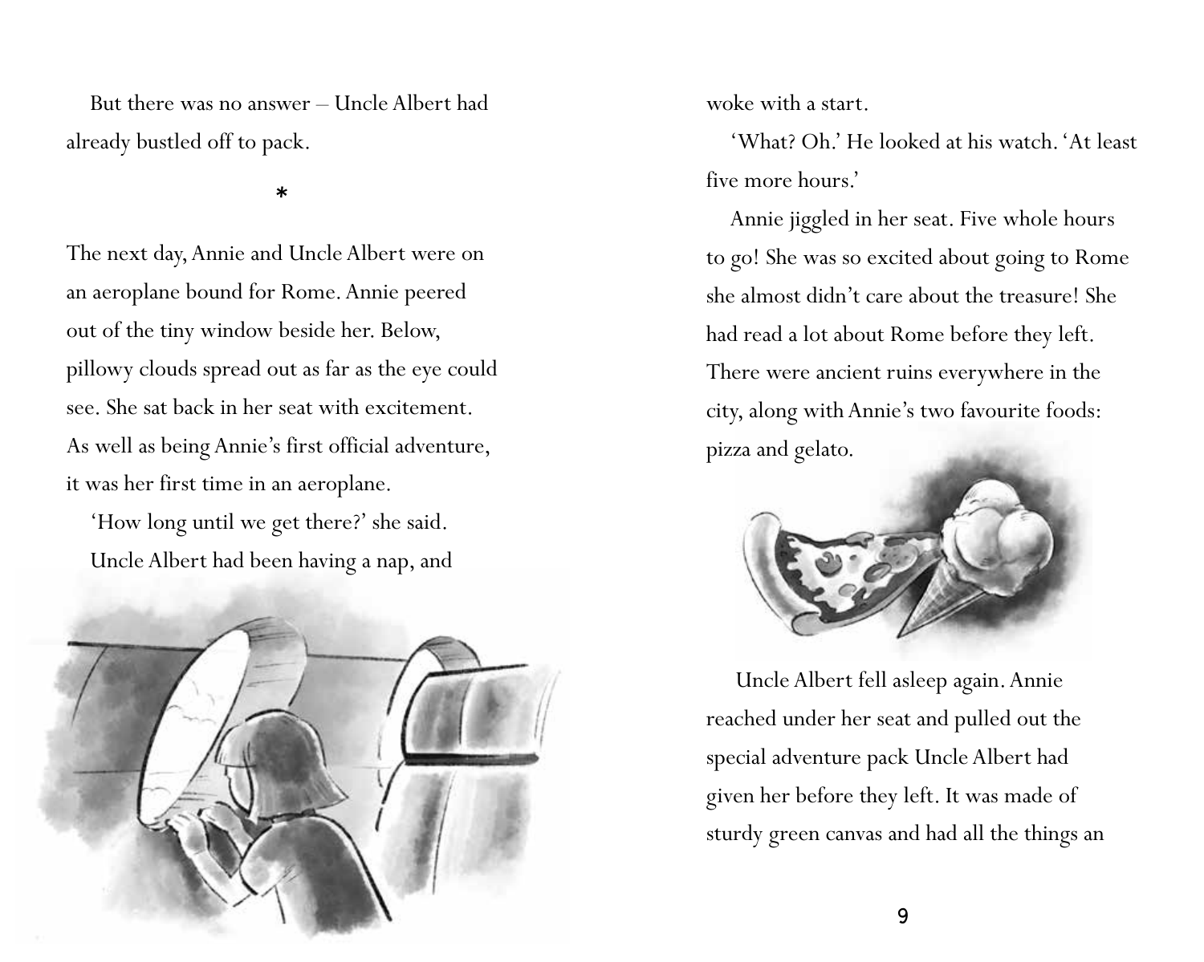But there was no answer – Uncle Albert had already bustled off to pack.

*

The next day, Annie and Uncle Albert were on an aeroplane bound for Rome. Annie peered out of the tiny window beside her. Below, pillowy clouds spread out as far as the eye could see. She sat back in her seat with excitement. As well as being Annie's first official adventure, it was her first time in an aeroplane.

'How long until we get there?' she said.

Uncle Albert had been having a nap, and woke with a start.

'What? Oh.' He looked at his watch. 'At least five more hours.'

Annie jiggled in her seat. Five whole hours to go! She was so excited about going to Rome she almost didn't care about the treasure! She had read a lot about Rome before they left. There were ancient ruins everywhere in the city, along with Annie's two favourite foods: pizza and gelato.

Uncle Albert fell asleep again. Annie reached under her seat and pulled out the special adventure pack Uncle Albert had given her before they left. It was made of sturdy green canvas and had all the things an